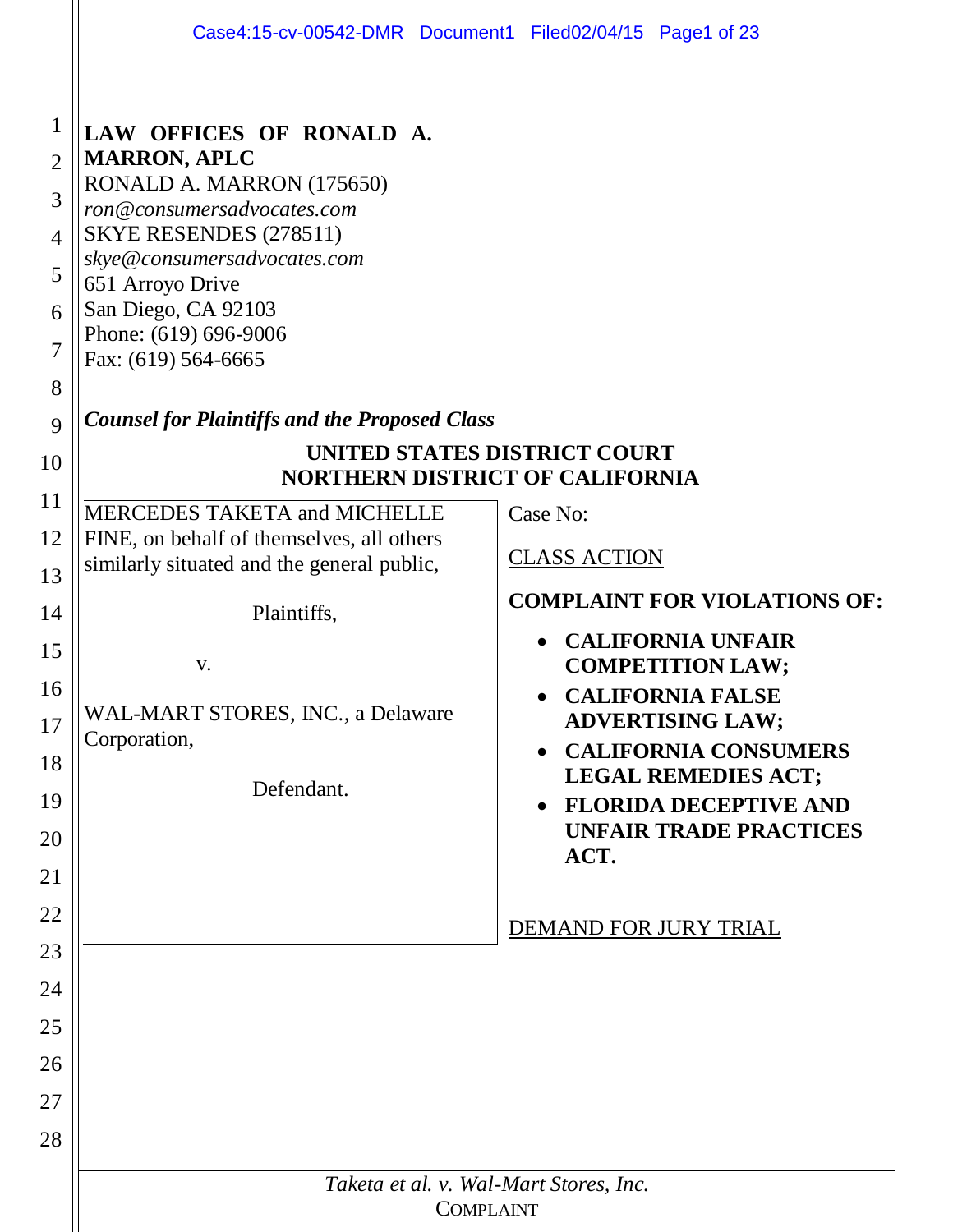**LAW OFFICES OF RONALD A. MARRON, APLC**
RONALD A. MARRON (175650)
*ron@consumersadvocates.com*
SKYE RESENDES (278511)
*skye@consumersadvocates.com*
651 Arroyo Drive
San Diego, CA 92103
Phone: (619) 696-9006
Fax: (619) 564-6665

***Counsel for Plaintiffs and the Proposed Class***

**UNITED STATES DISTRICT COURT**
**NORTHERN DISTRICT OF CALIFORNIA**

MERCEDES TAKETA and MICHELLE FINE, on behalf of themselves, all others similarly situated and the general public,

Plaintiffs,

v.

WAL-MART STORES, INC., a Delaware Corporation,

Defendant.

Case No:

CLASS ACTION

**COMPLAINT FOR VIOLATIONS OF:**

- **CALIFORNIA UNFAIR COMPETITION LAW;**
- **CALIFORNIA FALSE ADVERTISING LAW;**
- **CALIFORNIA CONSUMERS LEGAL REMEDIES ACT;**
- **FLORIDA DECEPTIVE AND UNFAIR TRADE PRACTICES ACT.**

DEMAND FOR JURY TRIAL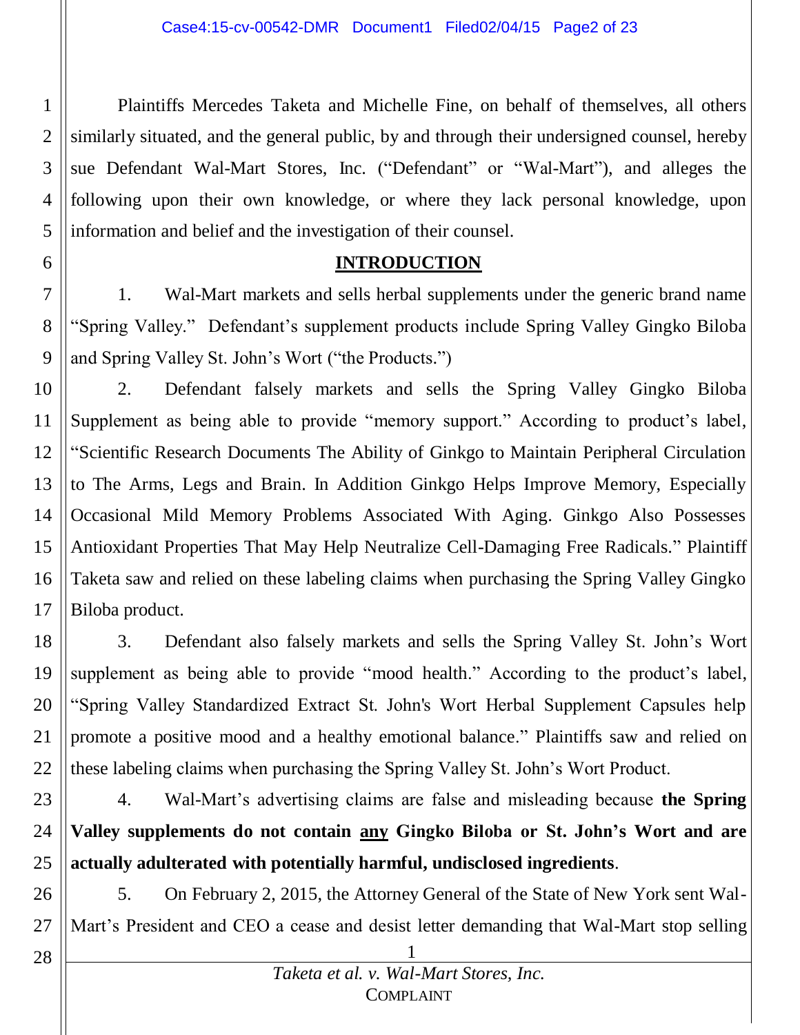Plaintiffs Mercedes Taketa and Michelle Fine, on behalf of themselves, all others similarly situated, and the general public, by and through their undersigned counsel, hereby sue Defendant Wal-Mart Stores, Inc. ("Defendant" or "Wal-Mart"), and alleges the following upon their own knowledge, or where they lack personal knowledge, upon information and belief and the investigation of their counsel.

## INTRODUCTION

1. Wal-Mart markets and sells herbal supplements under the generic brand name "Spring Valley." Defendant's supplement products include Spring Valley Gingko Biloba and Spring Valley St. John's Wort ("the Products.")

2. Defendant falsely markets and sells the Spring Valley Gingko Biloba Supplement as being able to provide "memory support." According to product's label, "Scientific Research Documents The Ability of Ginkgo to Maintain Peripheral Circulation to The Arms, Legs and Brain. In Addition Ginkgo Helps Improve Memory, Especially Occasional Mild Memory Problems Associated With Aging. Ginkgo Also Possesses Antioxidant Properties That May Help Neutralize Cell-Damaging Free Radicals." Plaintiff Taketa saw and relied on these labeling claims when purchasing the Spring Valley Gingko Biloba product.

3. Defendant also falsely markets and sells the Spring Valley St. John's Wort supplement as being able to provide "mood health." According to the product's label, "Spring Valley Standardized Extract St. John's Wort Herbal Supplement Capsules help promote a positive mood and a healthy emotional balance." Plaintiffs saw and relied on these labeling claims when purchasing the Spring Valley St. John's Wort Product.

4. Wal-Mart's advertising claims are false and misleading because **the Spring Valley supplements do not contain <u>any</u> Gingko Biloba or St. John's Wort and are actually adulterated with potentially harmful, undisclosed ingredients**.

5. On February 2, 2015, the Attorney General of the State of New York sent Wal-Mart's President and CEO a cease and desist letter demanding that Wal-Mart stop selling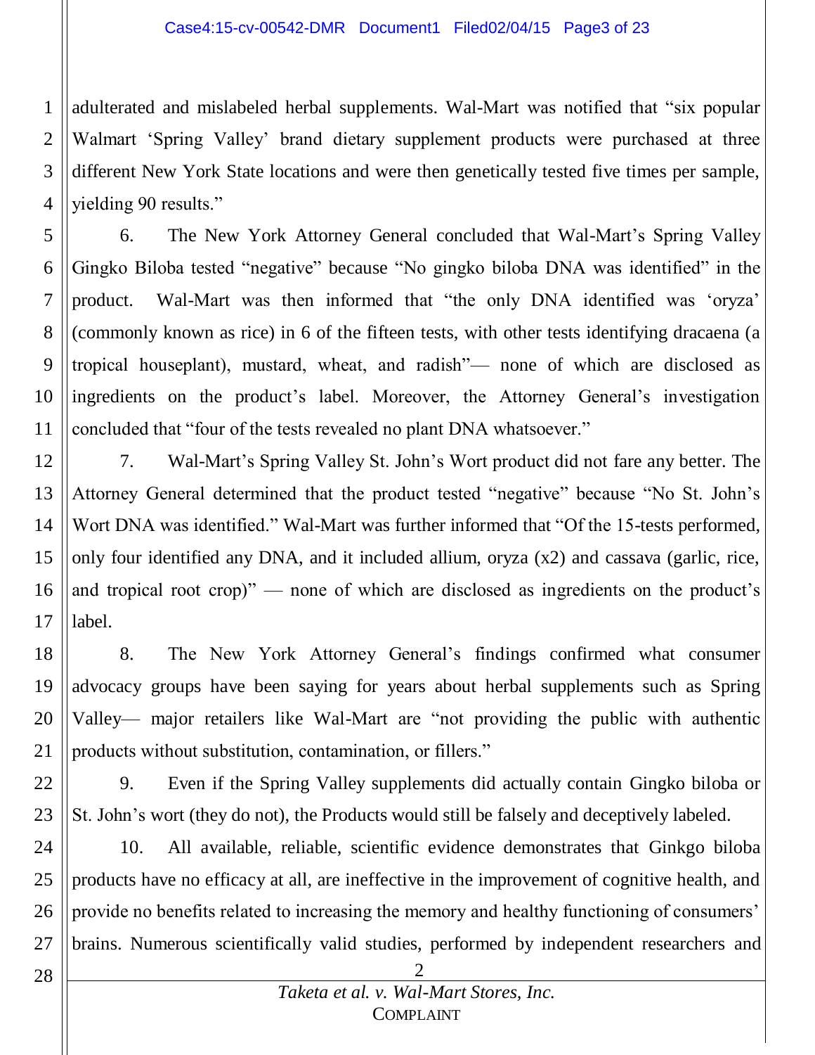adulterated and mislabeled herbal supplements. Wal-Mart was notified that "six popular Walmart 'Spring Valley' brand dietary supplement products were purchased at three different New York State locations and were then genetically tested five times per sample, yielding 90 results."

6. The New York Attorney General concluded that Wal-Mart's Spring Valley Gingko Biloba tested "negative" because "No gingko biloba DNA was identified" in the product. Wal-Mart was then informed that "the only DNA identified was 'oryza' (commonly known as rice) in 6 of the fifteen tests, with other tests identifying dracaena (a tropical houseplant), mustard, wheat, and radish"— none of which are disclosed as ingredients on the product's label. Moreover, the Attorney General's investigation concluded that "four of the tests revealed no plant DNA whatsoever."

7. Wal-Mart's Spring Valley St. John's Wort product did not fare any better. The Attorney General determined that the product tested "negative" because "No St. John's Wort DNA was identified." Wal-Mart was further informed that "Of the 15-tests performed, only four identified any DNA, and it included allium, oryza (x2) and cassava (garlic, rice, and tropical root crop)" — none of which are disclosed as ingredients on the product's label.

8. The New York Attorney General's findings confirmed what consumer advocacy groups have been saying for years about herbal supplements such as Spring Valley— major retailers like Wal-Mart are "not providing the public with authentic products without substitution, contamination, or fillers."

9. Even if the Spring Valley supplements did actually contain Gingko biloba or St. John's wort (they do not), the Products would still be falsely and deceptively labeled.

10. All available, reliable, scientific evidence demonstrates that Ginkgo biloba products have no efficacy at all, are ineffective in the improvement of cognitive health, and provide no benefits related to increasing the memory and healthy functioning of consumers' brains. Numerous scientifically valid studies, performed by independent researchers and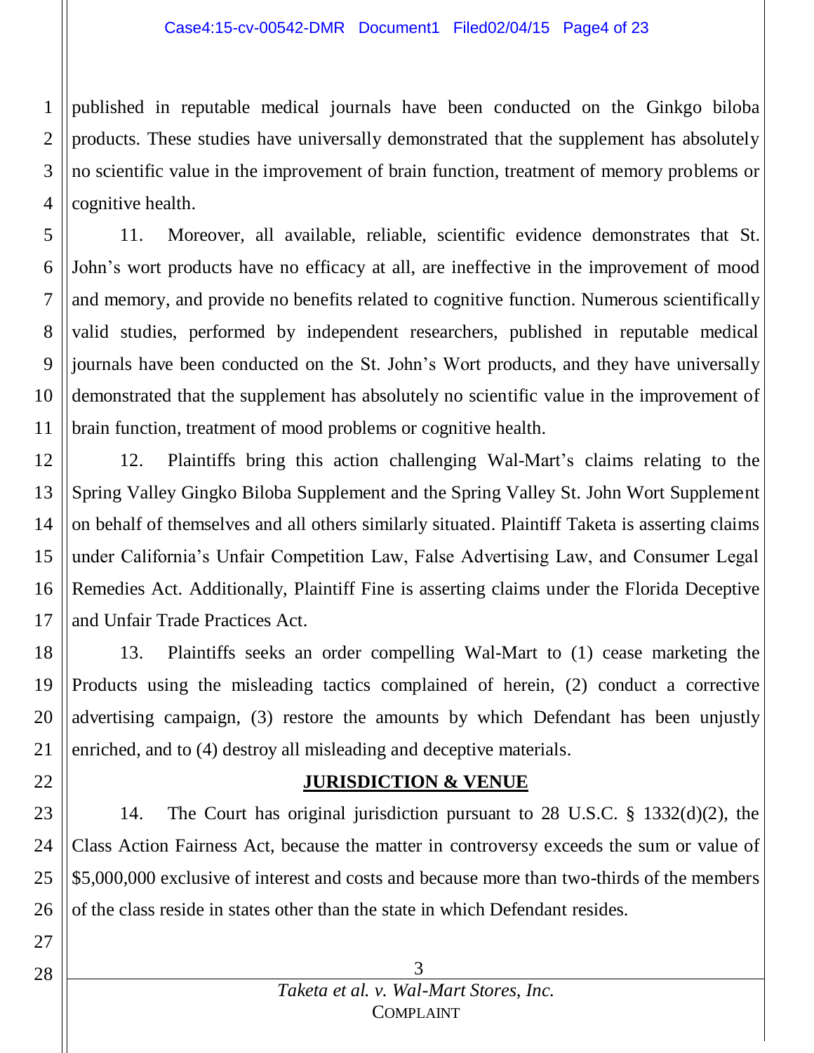published in reputable medical journals have been conducted on the Ginkgo biloba products. These studies have universally demonstrated that the supplement has absolutely no scientific value in the improvement of brain function, treatment of memory problems or cognitive health.

11. Moreover, all available, reliable, scientific evidence demonstrates that St. John's wort products have no efficacy at all, are ineffective in the improvement of mood and memory, and provide no benefits related to cognitive function. Numerous scientifically valid studies, performed by independent researchers, published in reputable medical journals have been conducted on the St. John's Wort products, and they have universally demonstrated that the supplement has absolutely no scientific value in the improvement of brain function, treatment of mood problems or cognitive health.

12. Plaintiffs bring this action challenging Wal-Mart's claims relating to the Spring Valley Gingko Biloba Supplement and the Spring Valley St. John Wort Supplement on behalf of themselves and all others similarly situated. Plaintiff Taketa is asserting claims under California's Unfair Competition Law, False Advertising Law, and Consumer Legal Remedies Act. Additionally, Plaintiff Fine is asserting claims under the Florida Deceptive and Unfair Trade Practices Act.

13. Plaintiffs seeks an order compelling Wal-Mart to (1) cease marketing the Products using the misleading tactics complained of herein, (2) conduct a corrective advertising campaign, (3) restore the amounts by which Defendant has been unjustly enriched, and to (4) destroy all misleading and deceptive materials.

## JURISDICTION & VENUE

14. The Court has original jurisdiction pursuant to 28 U.S.C. § 1332(d)(2), the Class Action Fairness Act, because the matter in controversy exceeds the sum or value of $5,000,000 exclusive of interest and costs and because more than two-thirds of the members of the class reside in states other than the state in which Defendant resides.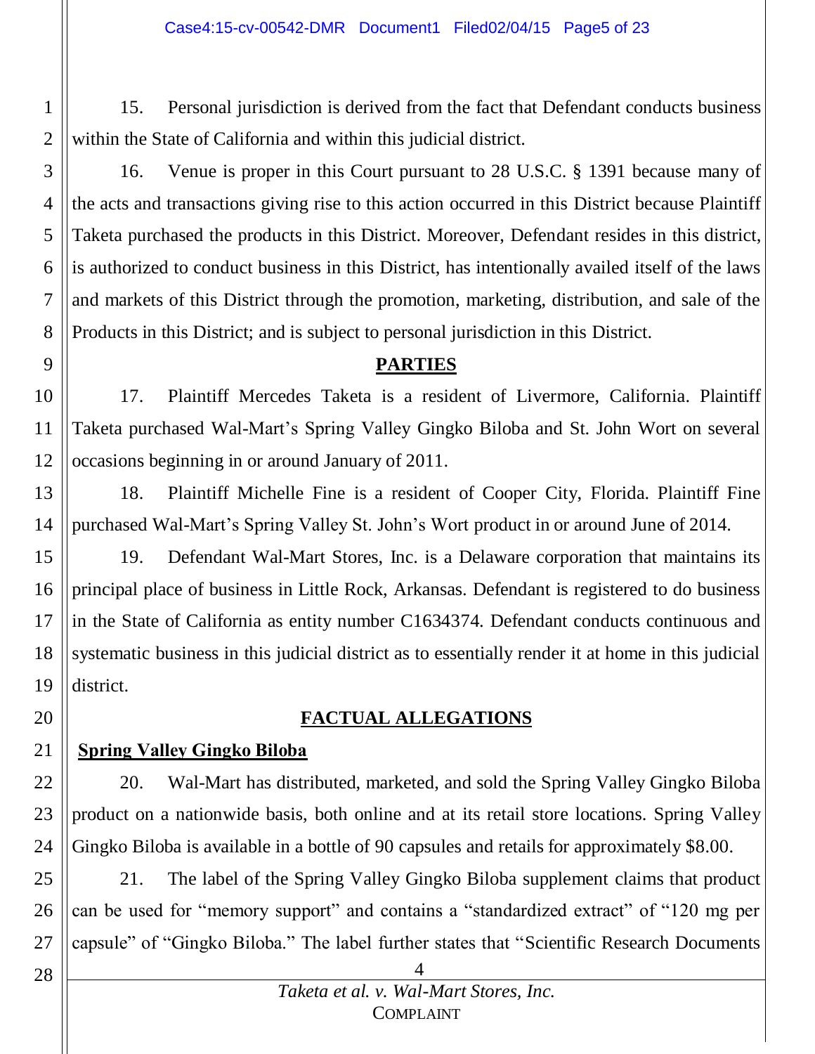15. Personal jurisdiction is derived from the fact that Defendant conducts business within the State of California and within this judicial district.

16. Venue is proper in this Court pursuant to 28 U.S.C. § 1391 because many of the acts and transactions giving rise to this action occurred in this District because Plaintiff Taketa purchased the products in this District. Moreover, Defendant resides in this district, is authorized to conduct business in this District, has intentionally availed itself of the laws and markets of this District through the promotion, marketing, distribution, and sale of the Products in this District; and is subject to personal jurisdiction in this District.

## PARTIES

17. Plaintiff Mercedes Taketa is a resident of Livermore, California. Plaintiff Taketa purchased Wal-Mart's Spring Valley Gingko Biloba and St. John Wort on several occasions beginning in or around January of 2011.

18. Plaintiff Michelle Fine is a resident of Cooper City, Florida. Plaintiff Fine purchased Wal-Mart's Spring Valley St. John's Wort product in or around June of 2014.

19. Defendant Wal-Mart Stores, Inc. is a Delaware corporation that maintains its principal place of business in Little Rock, Arkansas. Defendant is registered to do business in the State of California as entity number C1634374. Defendant conducts continuous and systematic business in this judicial district as to essentially render it at home in this judicial district.

## FACTUAL ALLEGATIONS

### Spring Valley Gingko Biloba

20. Wal-Mart has distributed, marketed, and sold the Spring Valley Gingko Biloba product on a nationwide basis, both online and at its retail store locations. Spring Valley Gingko Biloba is available in a bottle of 90 capsules and retails for approximately $8.00.

21. The label of the Spring Valley Gingko Biloba supplement claims that product can be used for "memory support" and contains a "standardized extract" of "120 mg per capsule" of "Gingko Biloba." The label further states that "Scientific Research Documents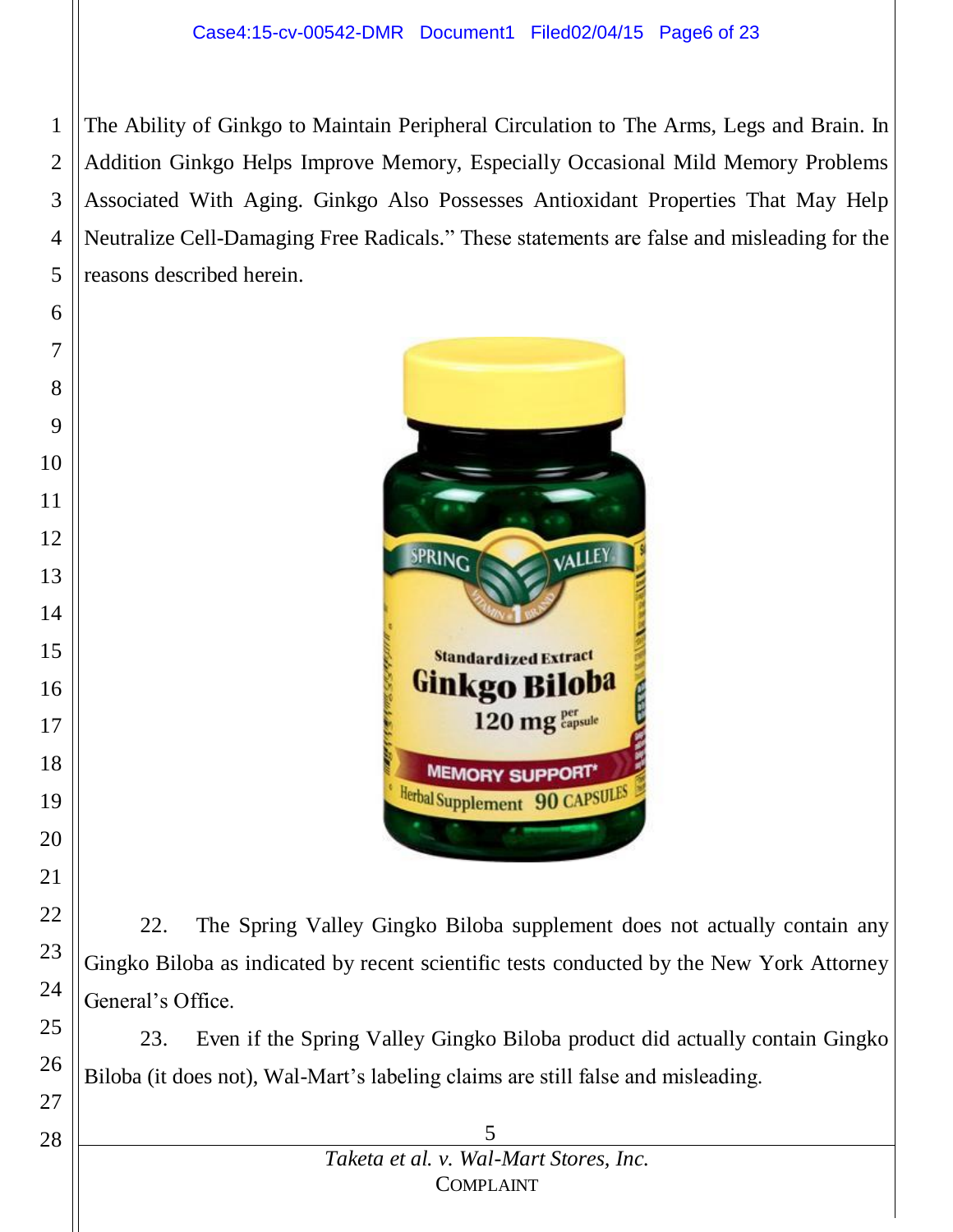The Ability of Ginkgo to Maintain Peripheral Circulation to The Arms, Legs and Brain. In Addition Ginkgo Helps Improve Memory, Especially Occasional Mild Memory Problems Associated With Aging. Ginkgo Also Possesses Antioxidant Properties That May Help Neutralize Cell-Damaging Free Radicals." These statements are false and misleading for the reasons described herein.

22. The Spring Valley Gingko Biloba supplement does not actually contain any Gingko Biloba as indicated by recent scientific tests conducted by the New York Attorney General's Office.

23. Even if the Spring Valley Gingko Biloba product did actually contain Gingko Biloba (it does not), Wal-Mart's labeling claims are still false and misleading.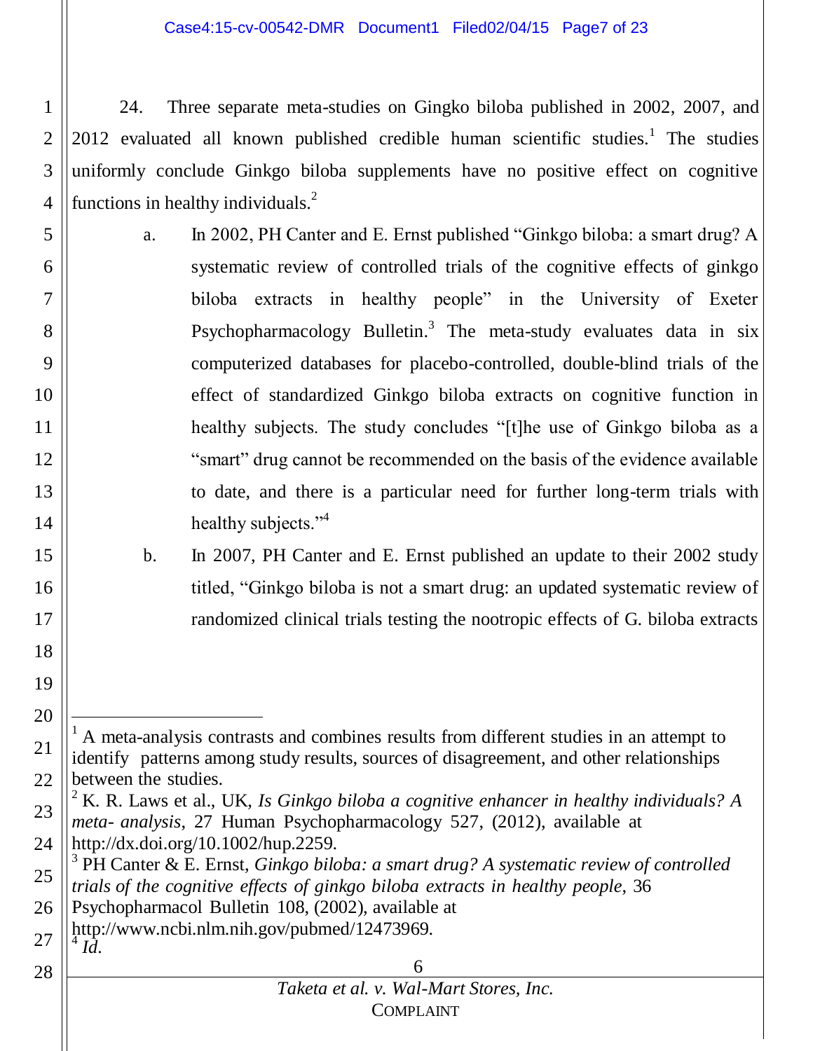24. Three separate meta-studies on Gingko biloba published in 2002, 2007, and 2012 evaluated all known published credible human scientific studies.[1] The studies uniformly conclude Ginkgo biloba supplements have no positive effect on cognitive functions in healthy individuals.[2]

a. In 2002, PH Canter and E. Ernst published "Ginkgo biloba: a smart drug? A systematic review of controlled trials of the cognitive effects of ginkgo biloba extracts in healthy people" in the University of Exeter Psychopharmacology Bulletin.[3] The meta-study evaluates data in six computerized databases for placebo-controlled, double-blind trials of the effect of standardized Ginkgo biloba extracts on cognitive function in healthy subjects. The study concludes "[t]he use of Ginkgo biloba as a "smart" drug cannot be recommended on the basis of the evidence available to date, and there is a particular need for further long-term trials with healthy subjects."[4]

b. In 2007, PH Canter and E. Ernst published an update to their 2002 study titled, "Ginkgo biloba is not a smart drug: an updated systematic review of randomized clinical trials testing the nootropic effects of G. biloba extracts

---

[1] A meta-analysis contrasts and combines results from different studies in an attempt to identify patterns among study results, sources of disagreement, and other relationships between the studies.

[2] K. R. Laws et al., UK, *Is Ginkgo biloba a cognitive enhancer in healthy individuals? A meta- analysis,* 27 Human Psychopharmacology 527, (2012), available at http://dx.doi.org/10.1002/hup.2259.

[3] PH Canter & E. Ernst, *Ginkgo biloba: a smart drug? A systematic review of controlled trials of the cognitive effects of ginkgo biloba extracts in healthy people*, 36 Psychopharmacol Bulletin 108, (2002), available at http://www.ncbi.nlm.nih.gov/pubmed/12473969.

[4] *Id.*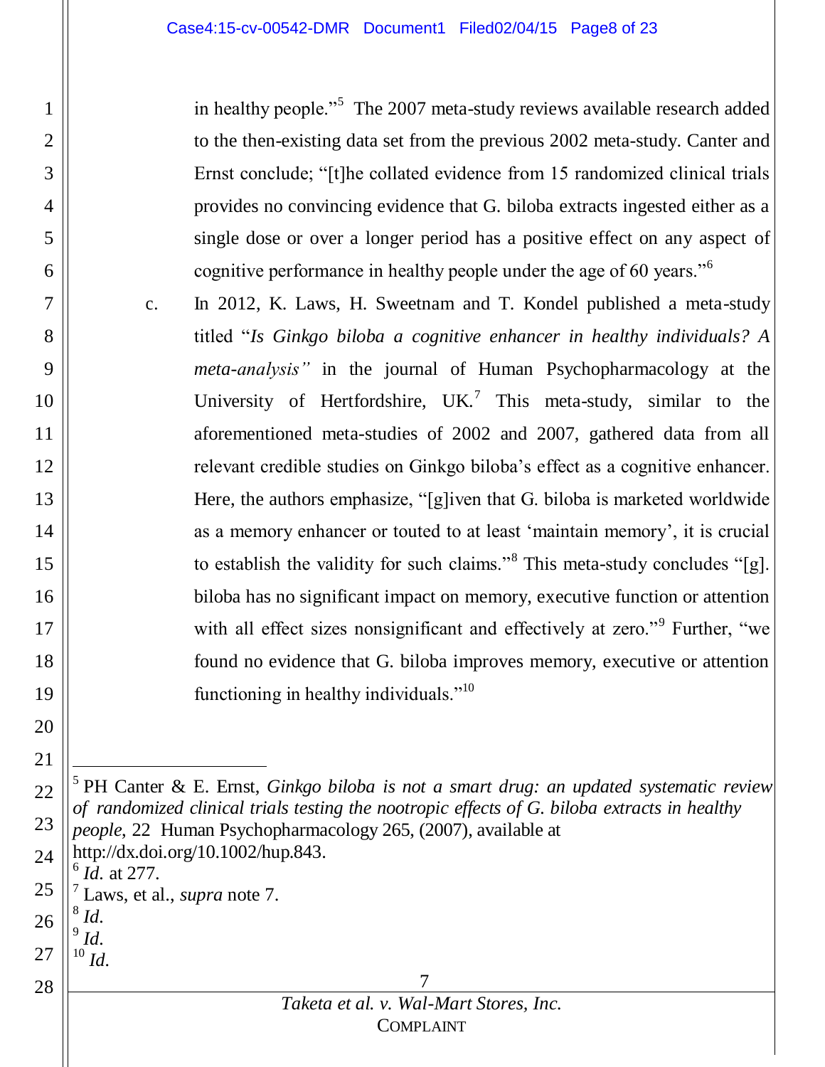in healthy people."[5] The 2007 meta-study reviews available research added to the then-existing data set from the previous 2002 meta-study. Canter and Ernst conclude; "[t]he collated evidence from 15 randomized clinical trials provides no convincing evidence that G. biloba extracts ingested either as a single dose or over a longer period has a positive effect on any aspect of cognitive performance in healthy people under the age of 60 years."[6]

c. In 2012, K. Laws, H. Sweetnam and T. Kondel published a meta-study titled "*Is Ginkgo biloba a cognitive enhancer in healthy individuals? A meta-analysis"* in the journal of Human Psychopharmacology at the University of Hertfordshire, UK.[7] This meta-study, similar to the aforementioned meta-studies of 2002 and 2007, gathered data from all relevant credible studies on Ginkgo biloba's effect as a cognitive enhancer. Here, the authors emphasize, "[g]iven that G. biloba is marketed worldwide as a memory enhancer or touted to at least 'maintain memory', it is crucial to establish the validity for such claims."[8] This meta-study concludes "[g]. biloba has no significant impact on memory, executive function or attention with all effect sizes nonsignificant and effectively at zero."[9] Further, "we found no evidence that G. biloba improves memory, executive or attention functioning in healthy individuals."[10]

---

[5] PH Canter & E. Ernst, *Ginkgo biloba is not a smart drug: an updated systematic review of randomized clinical trials testing the nootropic effects of G. biloba extracts in healthy people*, 22 Human Psychopharmacology 265, (2007), available at http://dx.doi.org/10.1002/hup.843.

[6] *Id.* at 277.

[7] Laws, et al., *supra* note 7.

[8] *Id.*

[9] *Id.*

[10] *Id.*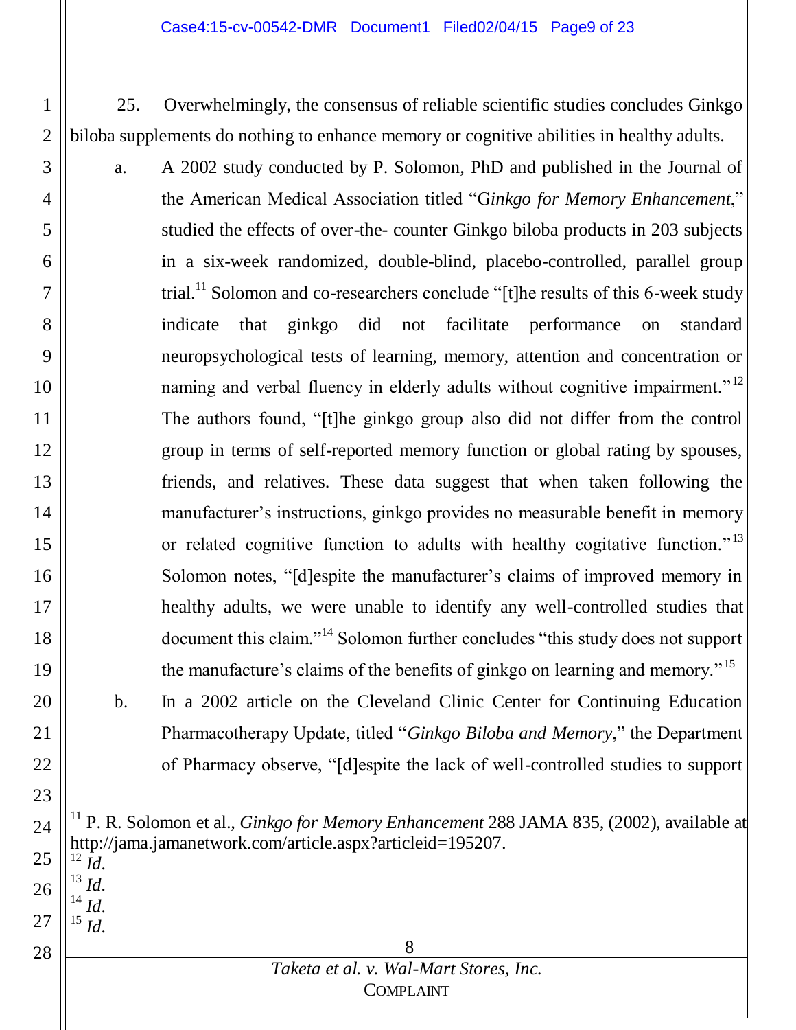25. Overwhelmingly, the consensus of reliable scientific studies concludes Ginkgo biloba supplements do nothing to enhance memory or cognitive abilities in healthy adults.

a. A 2002 study conducted by P. Solomon, PhD and published in the Journal of the American Medical Association titled "G*inkgo for Memory Enhancement*," studied the effects of over-the- counter Ginkgo biloba products in 203 subjects in a six-week randomized, double-blind, placebo-controlled, parallel group trial.[11] Solomon and co-researchers conclude "[t]he results of this 6-week study indicate that ginkgo did not facilitate performance on standard neuropsychological tests of learning, memory, attention and concentration or naming and verbal fluency in elderly adults without cognitive impairment."[12] The authors found, "[t]he ginkgo group also did not differ from the control group in terms of self-reported memory function or global rating by spouses, friends, and relatives. These data suggest that when taken following the manufacturer's instructions, ginkgo provides no measurable benefit in memory or related cognitive function to adults with healthy cogitative function."[13] Solomon notes, "[d]espite the manufacturer's claims of improved memory in healthy adults, we were unable to identify any well-controlled studies that document this claim."[14] Solomon further concludes "this study does not support the manufacture's claims of the benefits of ginkgo on learning and memory."[15]

b. In a 2002 article on the Cleveland Clinic Center for Continuing Education Pharmacotherapy Update, titled "*Ginkgo Biloba and Memory*," the Department of Pharmacy observe, "[d]espite the lack of well-controlled studies to support

---

[11] P. R. Solomon et al., *Ginkgo for Memory Enhancement* 288 JAMA 835, (2002), available at http://jama.jamanetwork.com/article.aspx?articleid=195207.

[12] *Id.*

[13] *Id.*

[14] *Id.*

[15] *Id.*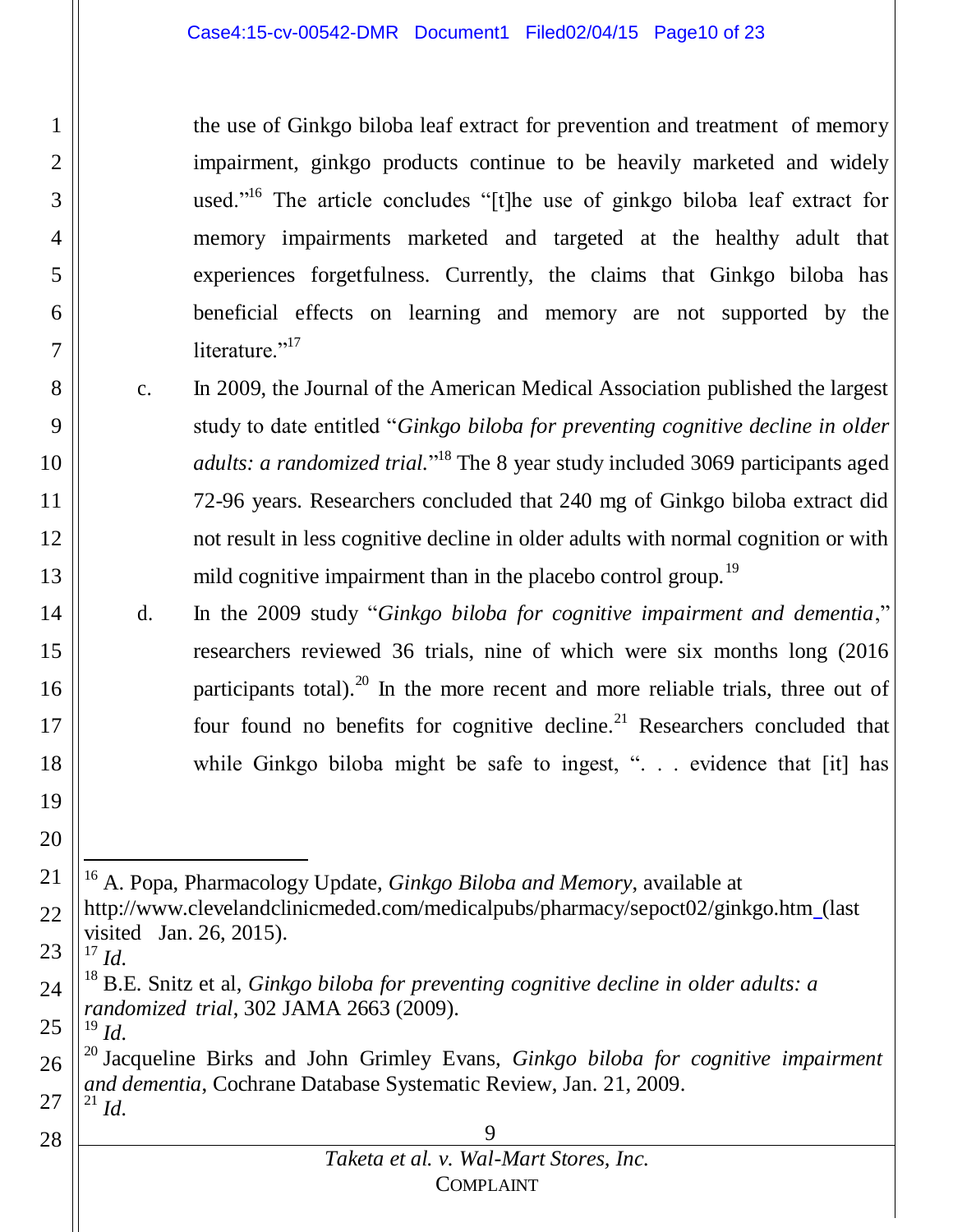the use of Ginkgo biloba leaf extract for prevention and treatment of memory impairment, ginkgo products continue to be heavily marketed and widely used."[16] The article concludes "[t]he use of ginkgo biloba leaf extract for memory impairments marketed and targeted at the healthy adult that experiences forgetfulness. Currently, the claims that Ginkgo biloba has beneficial effects on learning and memory are not supported by the literature."[17]

c. In 2009, the Journal of the American Medical Association published the largest study to date entitled "*Ginkgo biloba for preventing cognitive decline in older adults: a randomized trial.*"[18] The 8 year study included 3069 participants aged 72-96 years. Researchers concluded that 240 mg of Ginkgo biloba extract did not result in less cognitive decline in older adults with normal cognition or with mild cognitive impairment than in the placebo control group.[19]

d. In the 2009 study "*Ginkgo biloba for cognitive impairment and dementia*," researchers reviewed 36 trials, nine of which were six months long (2016 participants total).[20] In the more recent and more reliable trials, three out of four found no benefits for cognitive decline.[21] Researchers concluded that while Ginkgo biloba might be safe to ingest, ". . . evidence that [it] has

---

[16] A. Popa, Pharmacology Update, *Ginkgo Biloba and Memory*, available at http://www.clevelandclinicmeded.com/medicalpubs/pharmacy/sepoct02/ginkgo.htm (last visited Jan. 26, 2015).

[17] *Id.*

[18] B.E. Snitz et al, *Ginkgo biloba for preventing cognitive decline in older adults: a randomized trial*, 302 JAMA 2663 (2009).

[19] *Id.*

[20] Jacqueline Birks and John Grimley Evans, *Ginkgo biloba for cognitive impairment and dementia*, Cochrane Database Systematic Review, Jan. 21, 2009.

[21] *Id.*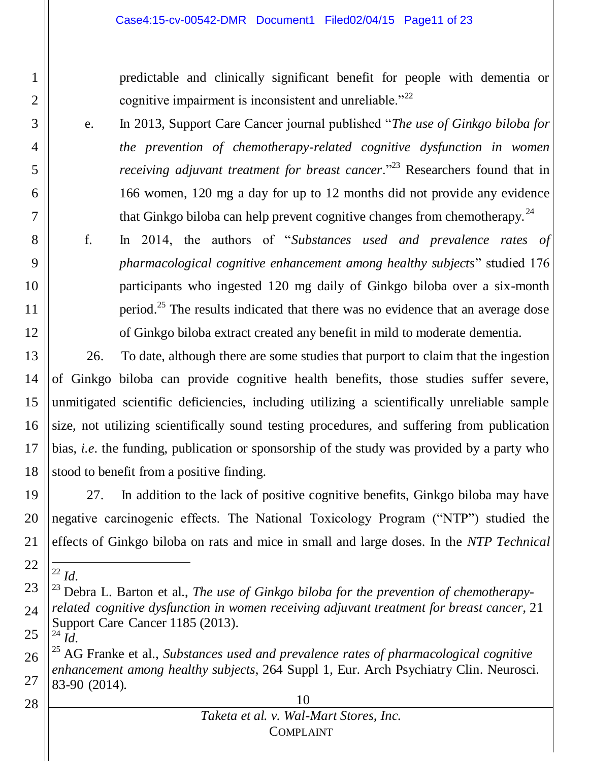predictable and clinically significant benefit for people with dementia or cognitive impairment is inconsistent and unreliable."[22]

e. In 2013, Support Care Cancer journal published "*The use of Ginkgo biloba for the prevention of chemotherapy-related cognitive dysfunction in women receiving adjuvant treatment for breast cancer*."[23] Researchers found that in 166 women, 120 mg a day for up to 12 months did not provide any evidence that Ginkgo biloba can help prevent cognitive changes from chemotherapy.[24]

f. In 2014, the authors of "*Substances used and prevalence rates of pharmacological cognitive enhancement among healthy subjects*" studied 176 participants who ingested 120 mg daily of Ginkgo biloba over a six-month period.[25] The results indicated that there was no evidence that an average dose of Ginkgo biloba extract created any benefit in mild to moderate dementia.

26. To date, although there are some studies that purport to claim that the ingestion of Ginkgo biloba can provide cognitive health benefits, those studies suffer severe, unmitigated scientific deficiencies, including utilizing a scientifically unreliable sample size, not utilizing scientifically sound testing procedures, and suffering from publication bias, *i.e*. the funding, publication or sponsorship of the study was provided by a party who stood to benefit from a positive finding.

27. In addition to the lack of positive cognitive benefits, Ginkgo biloba may have negative carcinogenic effects. The National Toxicology Program ("NTP") studied the effects of Ginkgo biloba on rats and mice in small and large doses. In the *NTP Technical*

---

[22] *Id*.

[23] Debra L. Barton et al., *The use of Ginkgo biloba for the prevention of chemotherapy-related cognitive dysfunction in women receiving adjuvant treatment for breast cancer*, 21 Support Care Cancer 1185 (2013).

[24] *Id*.

[25] AG Franke et al., *Substances used and prevalence rates of pharmacological cognitive enhancement among healthy subjects*, 264 Suppl 1, Eur. Arch Psychiatry Clin. Neurosci. 83-90 (2014).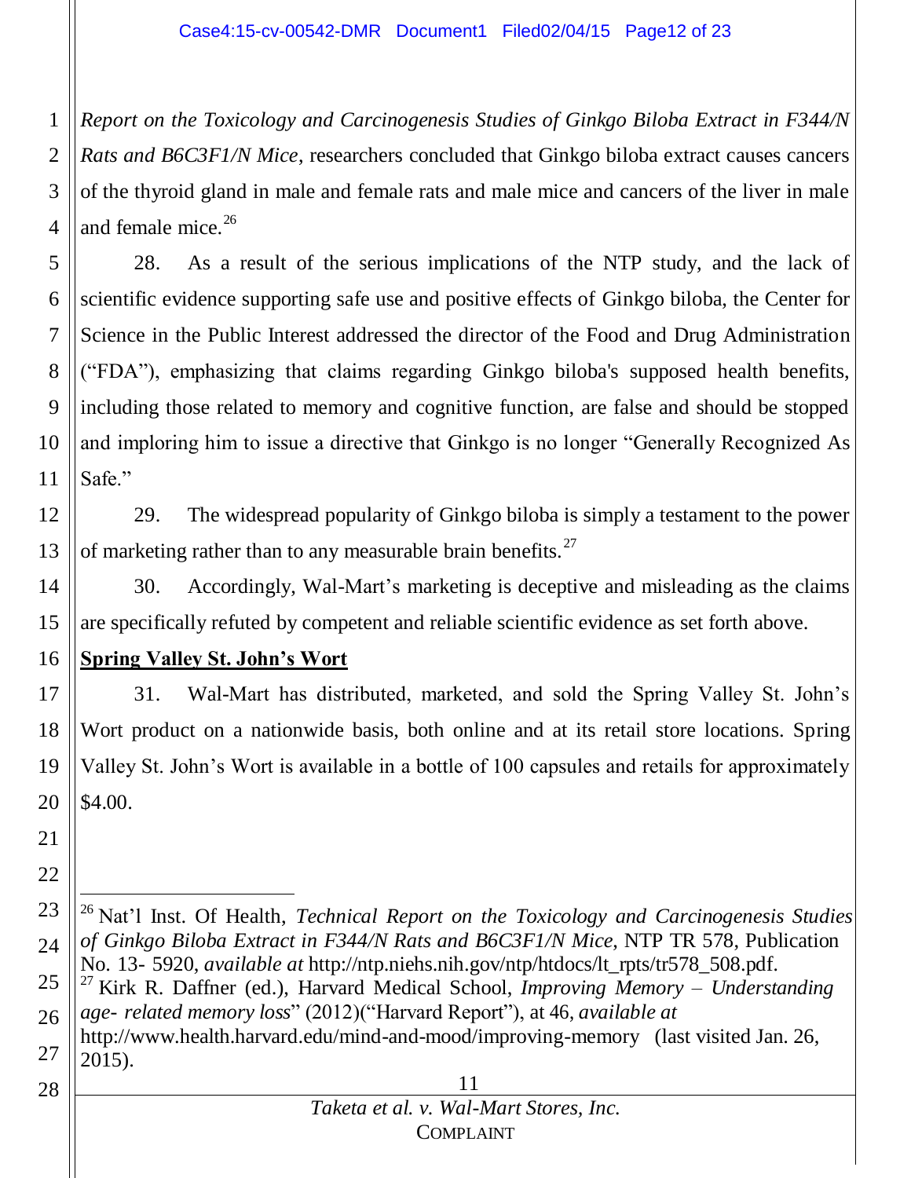*Report on the Toxicology and Carcinogenesis Studies of Ginkgo Biloba Extract in F344/N Rats and B6C3F1/N Mice*, researchers concluded that Ginkgo biloba extract causes cancers of the thyroid gland in male and female rats and male mice and cancers of the liver in male and female mice.[26]

28. As a result of the serious implications of the NTP study, and the lack of scientific evidence supporting safe use and positive effects of Ginkgo biloba, the Center for Science in the Public Interest addressed the director of the Food and Drug Administration ("FDA"), emphasizing that claims regarding Ginkgo biloba's supposed health benefits, including those related to memory and cognitive function, are false and should be stopped and imploring him to issue a directive that Ginkgo is no longer "Generally Recognized As Safe."

29. The widespread popularity of Ginkgo biloba is simply a testament to the power of marketing rather than to any measurable brain benefits.[27]

30. Accordingly, Wal-Mart's marketing is deceptive and misleading as the claims are specifically refuted by competent and reliable scientific evidence as set forth above.

**Spring Valley St. John's Wort**

31. Wal-Mart has distributed, marketed, and sold the Spring Valley St. John's Wort product on a nationwide basis, both online and at its retail store locations. Spring Valley St. John's Wort is available in a bottle of 100 capsules and retails for approximately $4.00.

---

[26] Nat'l Inst. Of Health, *Technical Report on the Toxicology and Carcinogenesis Studies of Ginkgo Biloba Extract in F344/N Rats and B6C3F1/N Mice,* NTP TR 578, Publication No. 13- 5920, *available at* http://ntp.niehs.nih.gov/ntp/htdocs/lt_rpts/tr578_508.pdf.

[27] Kirk R. Daffner (ed.), Harvard Medical School, *Improving Memory – Understanding age- related memory loss*" (2012)("Harvard Report"), at 46, *available at* http://www.health.harvard.edu/mind-and-mood/improving-memory (last visited Jan. 26, 2015).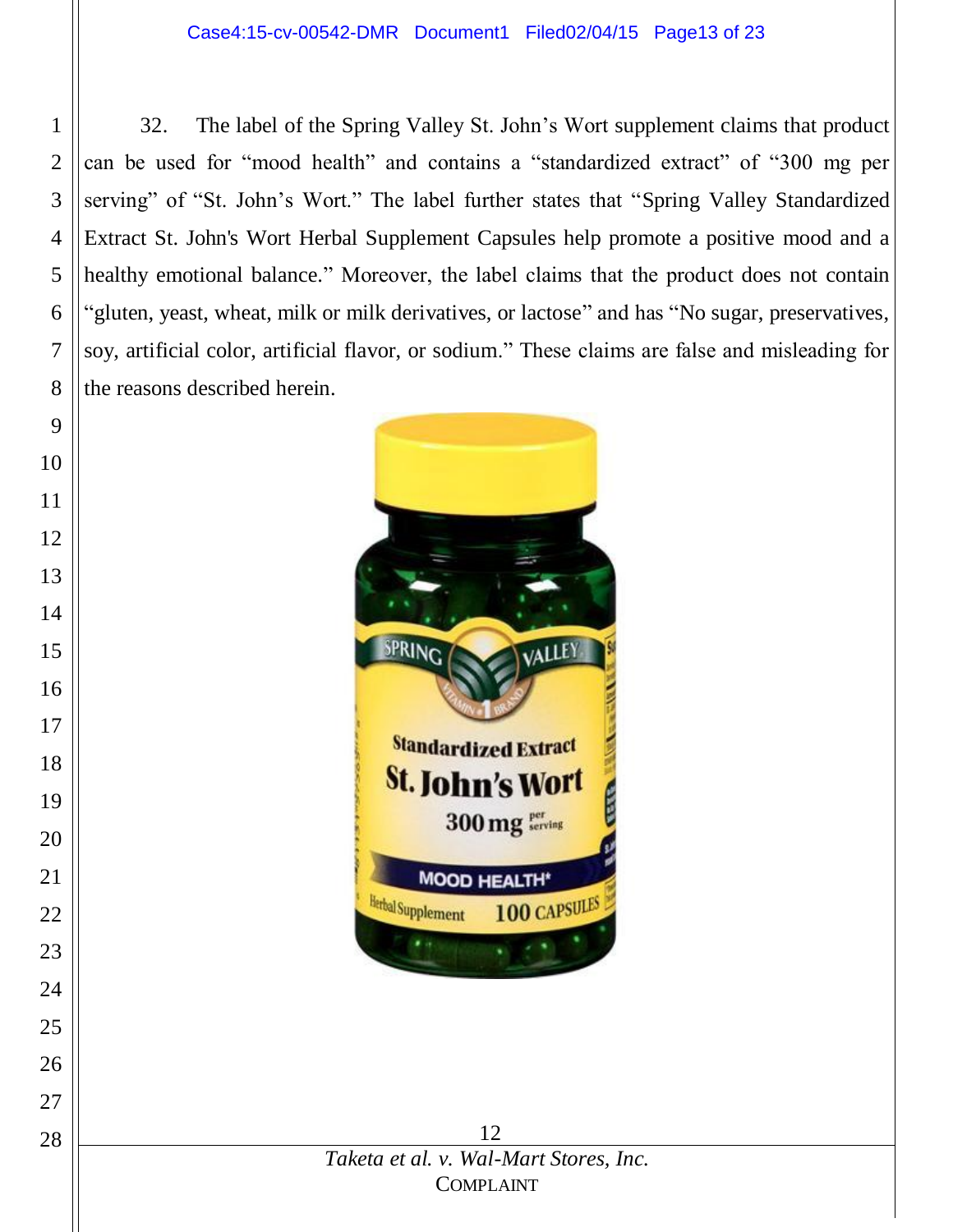32. The label of the Spring Valley St. John's Wort supplement claims that product can be used for "mood health" and contains a "standardized extract" of "300 mg per serving" of "St. John's Wort." The label further states that "Spring Valley Standardized Extract St. John's Wort Herbal Supplement Capsules help promote a positive mood and a healthy emotional balance." Moreover, the label claims that the product does not contain "gluten, yeast, wheat, milk or milk derivatives, or lactose" and has "No sugar, preservatives, soy, artificial color, artificial flavor, or sodium." These claims are false and misleading for the reasons described herein.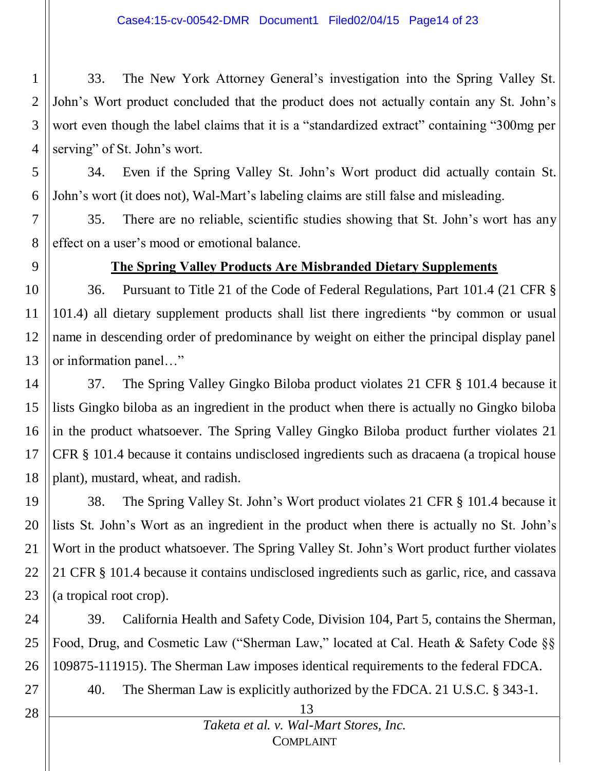33. The New York Attorney General's investigation into the Spring Valley St. John's Wort product concluded that the product does not actually contain any St. John's wort even though the label claims that it is a "standardized extract" containing "300mg per serving" of St. John's wort.

34. Even if the Spring Valley St. John's Wort product did actually contain St. John's wort (it does not), Wal-Mart's labeling claims are still false and misleading.

35. There are no reliable, scientific studies showing that St. John's wort has any effect on a user's mood or emotional balance.

**The Spring Valley Products Are Misbranded Dietary Supplements**

36. Pursuant to Title 21 of the Code of Federal Regulations, Part 101.4 (21 CFR § 101.4) all dietary supplement products shall list there ingredients "by common or usual name in descending order of predominance by weight on either the principal display panel or information panel…"

37. The Spring Valley Gingko Biloba product violates 21 CFR § 101.4 because it lists Gingko biloba as an ingredient in the product when there is actually no Gingko biloba in the product whatsoever. The Spring Valley Gingko Biloba product further violates 21 CFR § 101.4 because it contains undisclosed ingredients such as dracaena (a tropical house plant), mustard, wheat, and radish.

38. The Spring Valley St. John's Wort product violates 21 CFR § 101.4 because it lists St. John's Wort as an ingredient in the product when there is actually no St. John's Wort in the product whatsoever. The Spring Valley St. John's Wort product further violates 21 CFR § 101.4 because it contains undisclosed ingredients such as garlic, rice, and cassava (a tropical root crop).

39. California Health and Safety Code, Division 104, Part 5, contains the Sherman, Food, Drug, and Cosmetic Law ("Sherman Law," located at Cal. Heath & Safety Code §§ 109875-111915). The Sherman Law imposes identical requirements to the federal FDCA.

40. The Sherman Law is explicitly authorized by the FDCA. 21 U.S.C. § 343-1.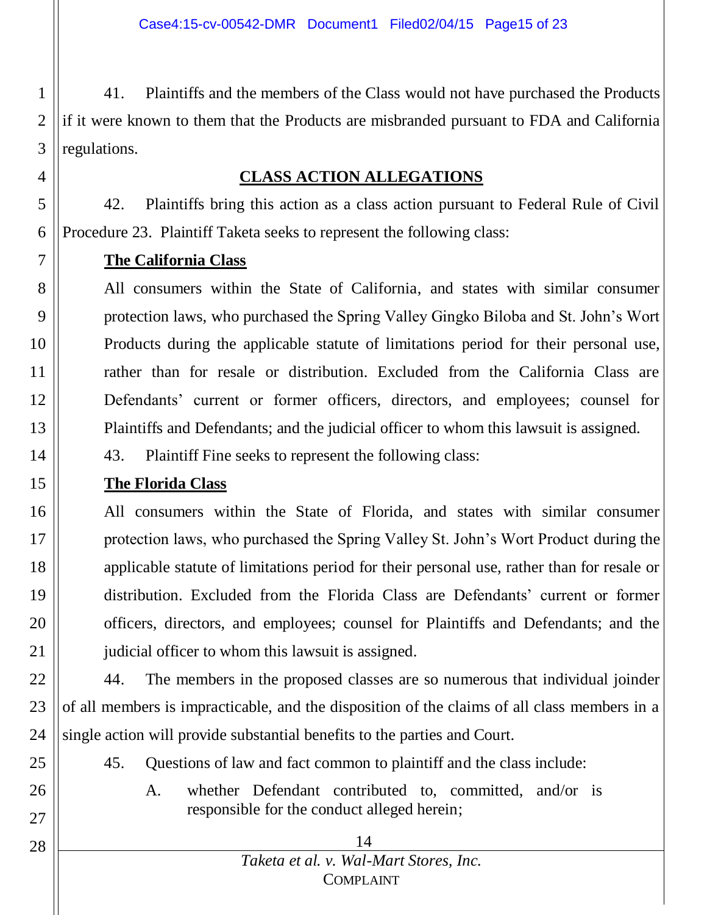41. Plaintiffs and the members of the Class would not have purchased the Products if it were known to them that the Products are misbranded pursuant to FDA and California regulations.

## CLASS ACTION ALLEGATIONS

42. Plaintiffs bring this action as a class action pursuant to Federal Rule of Civil Procedure 23. Plaintiff Taketa seeks to represent the following class:

**The California Class**

All consumers within the State of California, and states with similar consumer protection laws, who purchased the Spring Valley Gingko Biloba and St. John's Wort Products during the applicable statute of limitations period for their personal use, rather than for resale or distribution. Excluded from the California Class are Defendants' current or former officers, directors, and employees; counsel for Plaintiffs and Defendants; and the judicial officer to whom this lawsuit is assigned.

43. Plaintiff Fine seeks to represent the following class:

**The Florida Class**

All consumers within the State of Florida, and states with similar consumer protection laws, who purchased the Spring Valley St. John's Wort Product during the applicable statute of limitations period for their personal use, rather than for resale or distribution. Excluded from the Florida Class are Defendants' current or former officers, directors, and employees; counsel for Plaintiffs and Defendants; and the judicial officer to whom this lawsuit is assigned.

44. The members in the proposed classes are so numerous that individual joinder of all members is impracticable, and the disposition of the claims of all class members in a single action will provide substantial benefits to the parties and Court.

45. Questions of law and fact common to plaintiff and the class include:

A. whether Defendant contributed to, committed, and/or is responsible for the conduct alleged herein;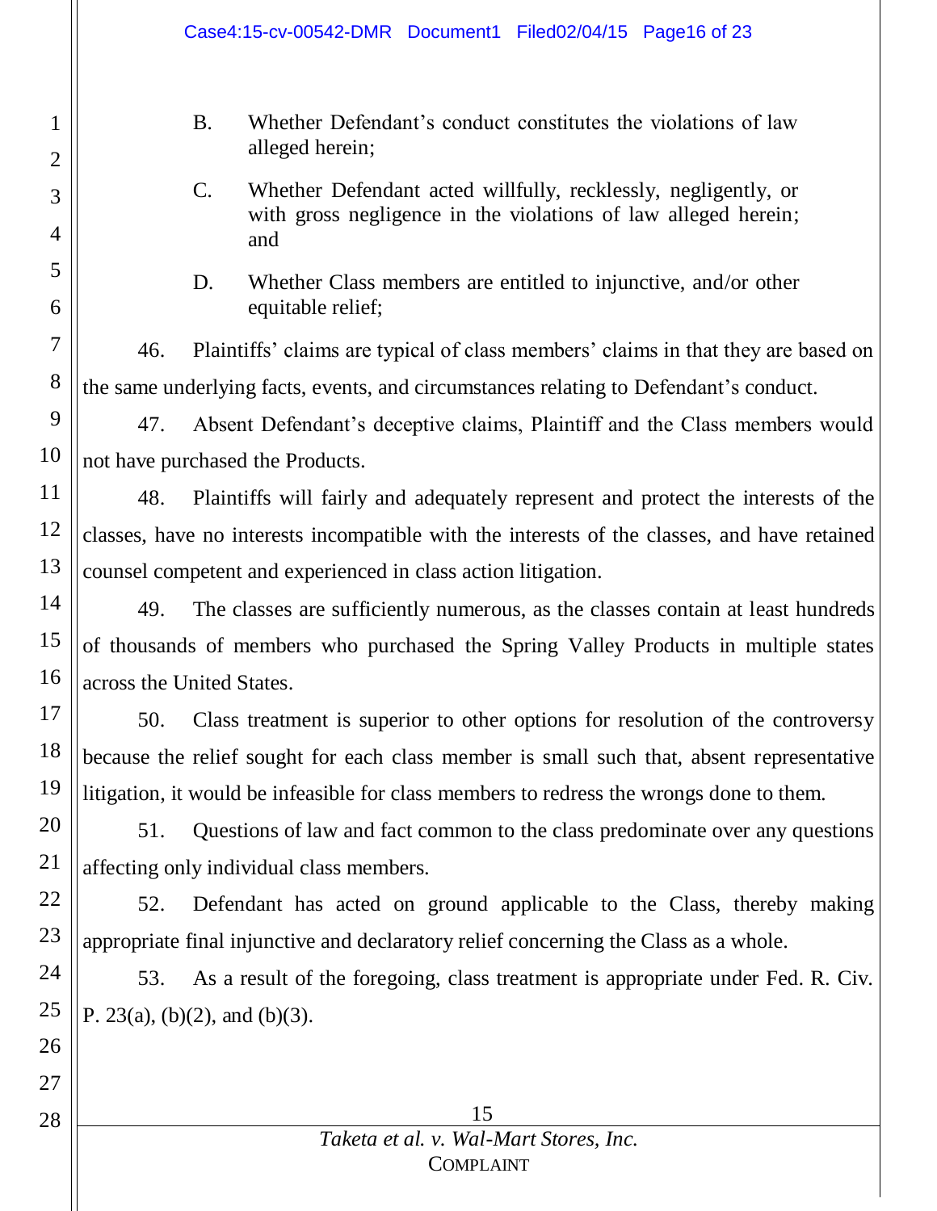B. Whether Defendant's conduct constitutes the violations of law alleged herein;

C. Whether Defendant acted willfully, recklessly, negligently, or with gross negligence in the violations of law alleged herein; and

D. Whether Class members are entitled to injunctive, and/or other equitable relief;

46. Plaintiffs' claims are typical of class members' claims in that they are based on the same underlying facts, events, and circumstances relating to Defendant's conduct.

47. Absent Defendant's deceptive claims, Plaintiff and the Class members would not have purchased the Products.

48. Plaintiffs will fairly and adequately represent and protect the interests of the classes, have no interests incompatible with the interests of the classes, and have retained counsel competent and experienced in class action litigation.

49. The classes are sufficiently numerous, as the classes contain at least hundreds of thousands of members who purchased the Spring Valley Products in multiple states across the United States.

50. Class treatment is superior to other options for resolution of the controversy because the relief sought for each class member is small such that, absent representative litigation, it would be infeasible for class members to redress the wrongs done to them.

51. Questions of law and fact common to the class predominate over any questions affecting only individual class members.

52. Defendant has acted on ground applicable to the Class, thereby making appropriate final injunctive and declaratory relief concerning the Class as a whole.

53. As a result of the foregoing, class treatment is appropriate under Fed. R. Civ. P. 23(a), (b)(2), and (b)(3).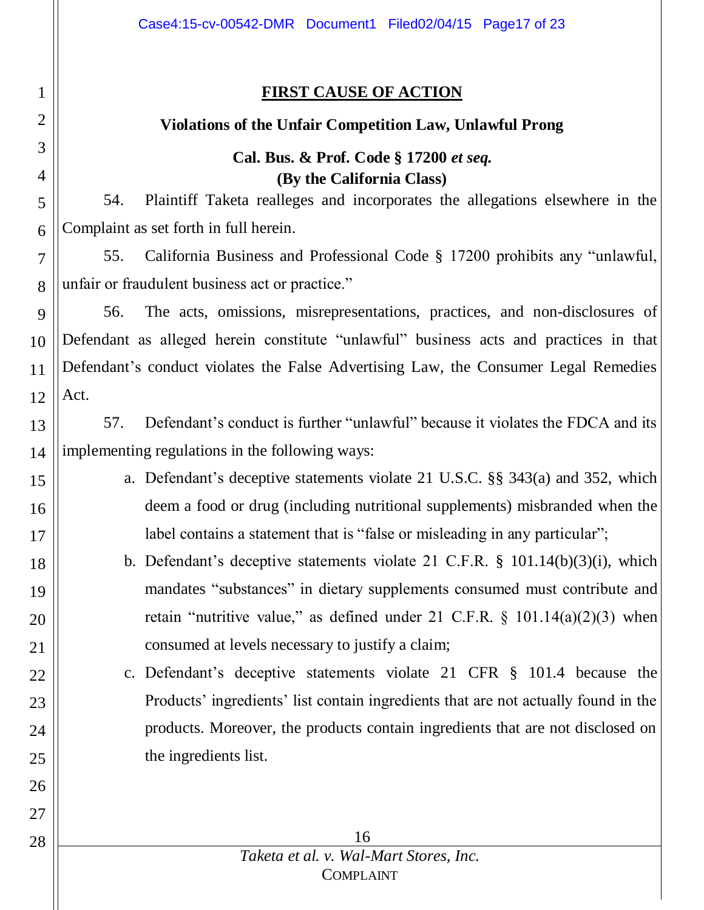## FIRST CAUSE OF ACTION

### Violations of the Unfair Competition Law, Unlawful Prong

### Cal. Bus. & Prof. Code § 17200 *et seq.*
### (By the California Class)

54. Plaintiff Taketa realleges and incorporates the allegations elsewhere in the Complaint as set forth in full herein.

55. California Business and Professional Code § 17200 prohibits any "unlawful, unfair or fraudulent business act or practice."

56. The acts, omissions, misrepresentations, practices, and non-disclosures of Defendant as alleged herein constitute "unlawful" business acts and practices in that Defendant's conduct violates the False Advertising Law, the Consumer Legal Remedies Act.

57. Defendant's conduct is further "unlawful" because it violates the FDCA and its implementing regulations in the following ways:

a. Defendant's deceptive statements violate 21 U.S.C. §§ 343(a) and 352, which deem a food or drug (including nutritional supplements) misbranded when the label contains a statement that is "false or misleading in any particular";

b. Defendant's deceptive statements violate 21 C.F.R. § 101.14(b)(3)(i), which mandates "substances" in dietary supplements consumed must contribute and retain "nutritive value," as defined under 21 C.F.R. § 101.14(a)(2)(3) when consumed at levels necessary to justify a claim;

c. Defendant's deceptive statements violate 21 CFR § 101.4 because the Products' ingredients' list contain ingredients that are not actually found in the products. Moreover, the products contain ingredients that are not disclosed on the ingredients list.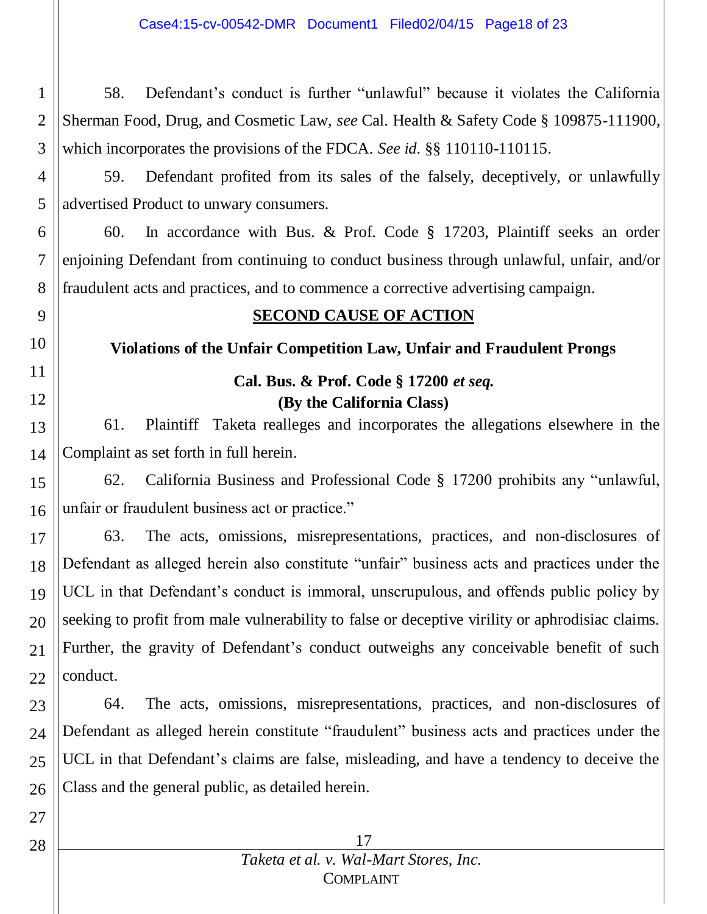58. Defendant's conduct is further "unlawful" because it violates the California Sherman Food, Drug, and Cosmetic Law, *see* Cal. Health & Safety Code § 109875-111900, which incorporates the provisions of the FDCA. *See id.* §§ 110110-110115.

59. Defendant profited from its sales of the falsely, deceptively, or unlawfully advertised Product to unwary consumers.

60. In accordance with Bus. & Prof. Code § 17203, Plaintiff seeks an order enjoining Defendant from continuing to conduct business through unlawful, unfair, and/or fraudulent acts and practices, and to commence a corrective advertising campaign.

## SECOND CAUSE OF ACTION

### Violations of the Unfair Competition Law, Unfair and Fraudulent Prongs

### Cal. Bus. & Prof. Code § 17200 *et seq.*

### (By the California Class)

61. Plaintiff Taketa realleges and incorporates the allegations elsewhere in the Complaint as set forth in full herein.

62. California Business and Professional Code § 17200 prohibits any "unlawful, unfair or fraudulent business act or practice."

63. The acts, omissions, misrepresentations, practices, and non-disclosures of Defendant as alleged herein also constitute "unfair" business acts and practices under the UCL in that Defendant's conduct is immoral, unscrupulous, and offends public policy by seeking to profit from male vulnerability to false or deceptive virility or aphrodisiac claims. Further, the gravity of Defendant's conduct outweighs any conceivable benefit of such conduct.

64. The acts, omissions, misrepresentations, practices, and non-disclosures of Defendant as alleged herein constitute "fraudulent" business acts and practices under the UCL in that Defendant's claims are false, misleading, and have a tendency to deceive the Class and the general public, as detailed herein.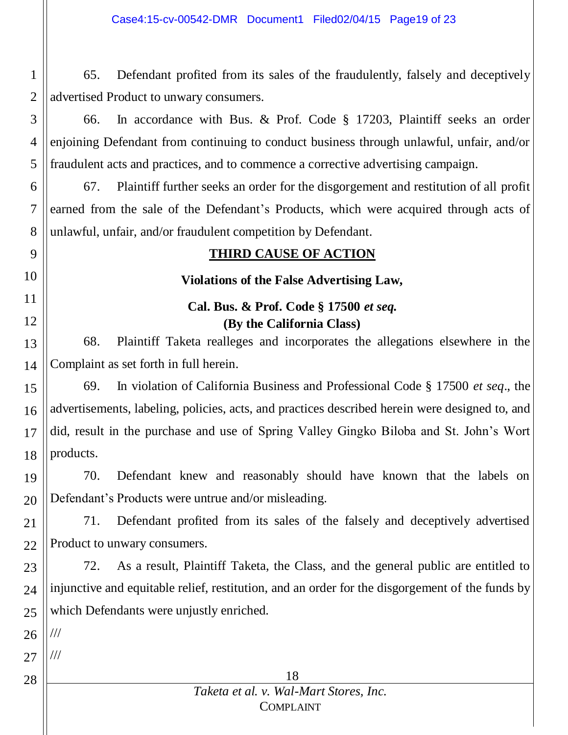65. Defendant profited from its sales of the fraudulently, falsely and deceptively advertised Product to unwary consumers.

66. In accordance with Bus. & Prof. Code § 17203, Plaintiff seeks an order enjoining Defendant from continuing to conduct business through unlawful, unfair, and/or fraudulent acts and practices, and to commence a corrective advertising campaign.

67. Plaintiff further seeks an order for the disgorgement and restitution of all profit earned from the sale of the Defendant's Products, which were acquired through acts of unlawful, unfair, and/or fraudulent competition by Defendant.

## THIRD CAUSE OF ACTION

**Violations of the False Advertising Law,**

**Cal. Bus. & Prof. Code § 17500 *et seq.***

**(By the California Class)**

68. Plaintiff Taketa realleges and incorporates the allegations elsewhere in the Complaint as set forth in full herein.

69. In violation of California Business and Professional Code § 17500 *et seq*., the advertisements, labeling, policies, acts, and practices described herein were designed to, and did, result in the purchase and use of Spring Valley Gingko Biloba and St. John's Wort products.

70. Defendant knew and reasonably should have known that the labels on Defendant's Products were untrue and/or misleading.

71. Defendant profited from its sales of the falsely and deceptively advertised Product to unwary consumers.

72. As a result, Plaintiff Taketa, the Class, and the general public are entitled to injunctive and equitable relief, restitution, and an order for the disgorgement of the funds by which Defendants were unjustly enriched.

///

///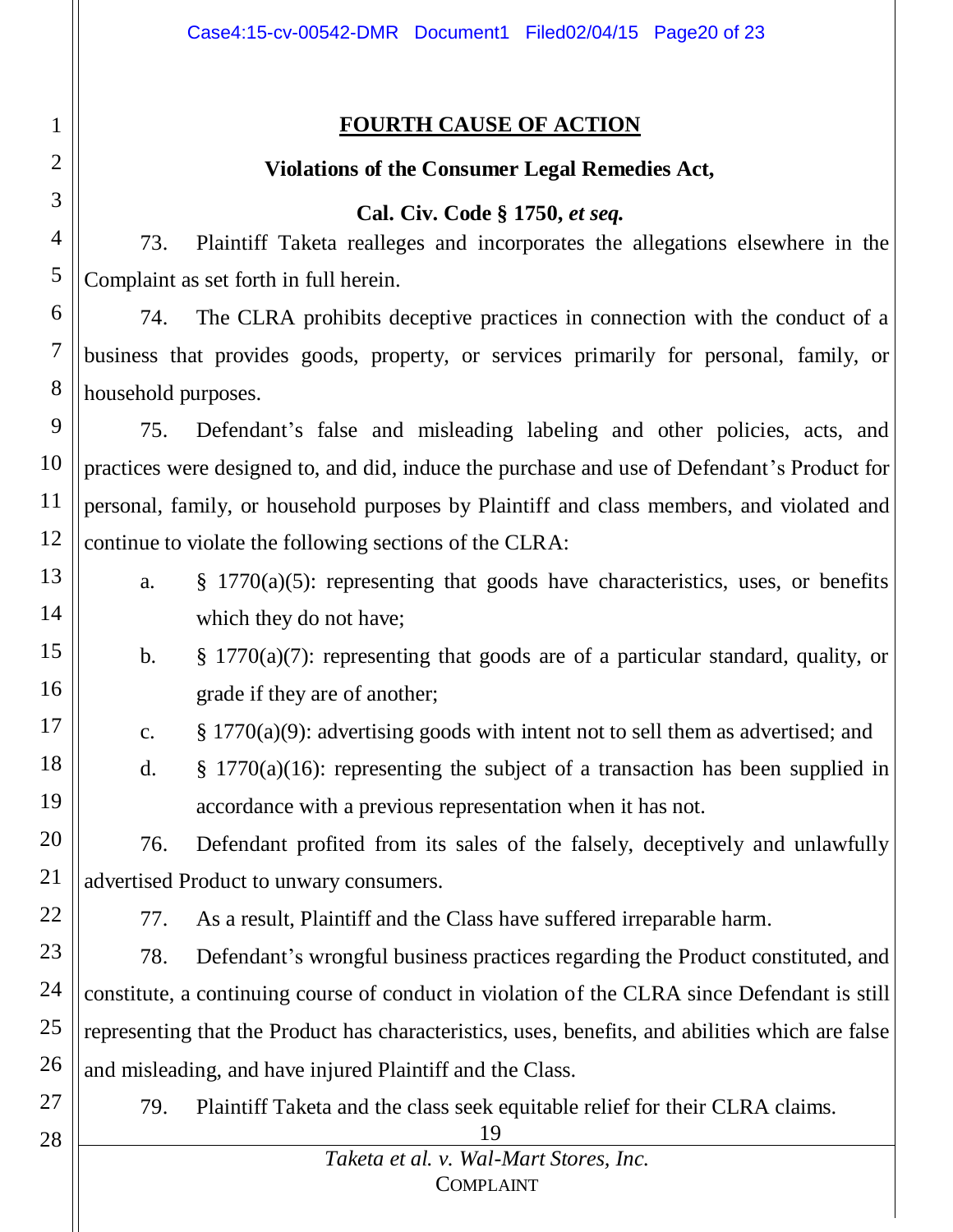## FOURTH CAUSE OF ACTION

### Violations of the Consumer Legal Remedies Act,

### Cal. Civ. Code § 1750, *et seq.*

73. Plaintiff Taketa realleges and incorporates the allegations elsewhere in the Complaint as set forth in full herein.

74. The CLRA prohibits deceptive practices in connection with the conduct of a business that provides goods, property, or services primarily for personal, family, or household purposes.

75. Defendant's false and misleading labeling and other policies, acts, and practices were designed to, and did, induce the purchase and use of Defendant's Product for personal, family, or household purposes by Plaintiff and class members, and violated and continue to violate the following sections of the CLRA:

a. § 1770(a)(5): representing that goods have characteristics, uses, or benefits which they do not have;

b. § 1770(a)(7): representing that goods are of a particular standard, quality, or grade if they are of another;

c. § 1770(a)(9): advertising goods with intent not to sell them as advertised; and

d. § 1770(a)(16): representing the subject of a transaction has been supplied in accordance with a previous representation when it has not.

76. Defendant profited from its sales of the falsely, deceptively and unlawfully advertised Product to unwary consumers.

77. As a result, Plaintiff and the Class have suffered irreparable harm.

78. Defendant's wrongful business practices regarding the Product constituted, and constitute, a continuing course of conduct in violation of the CLRA since Defendant is still representing that the Product has characteristics, uses, benefits, and abilities which are false and misleading, and have injured Plaintiff and the Class.

79. Plaintiff Taketa and the class seek equitable relief for their CLRA claims.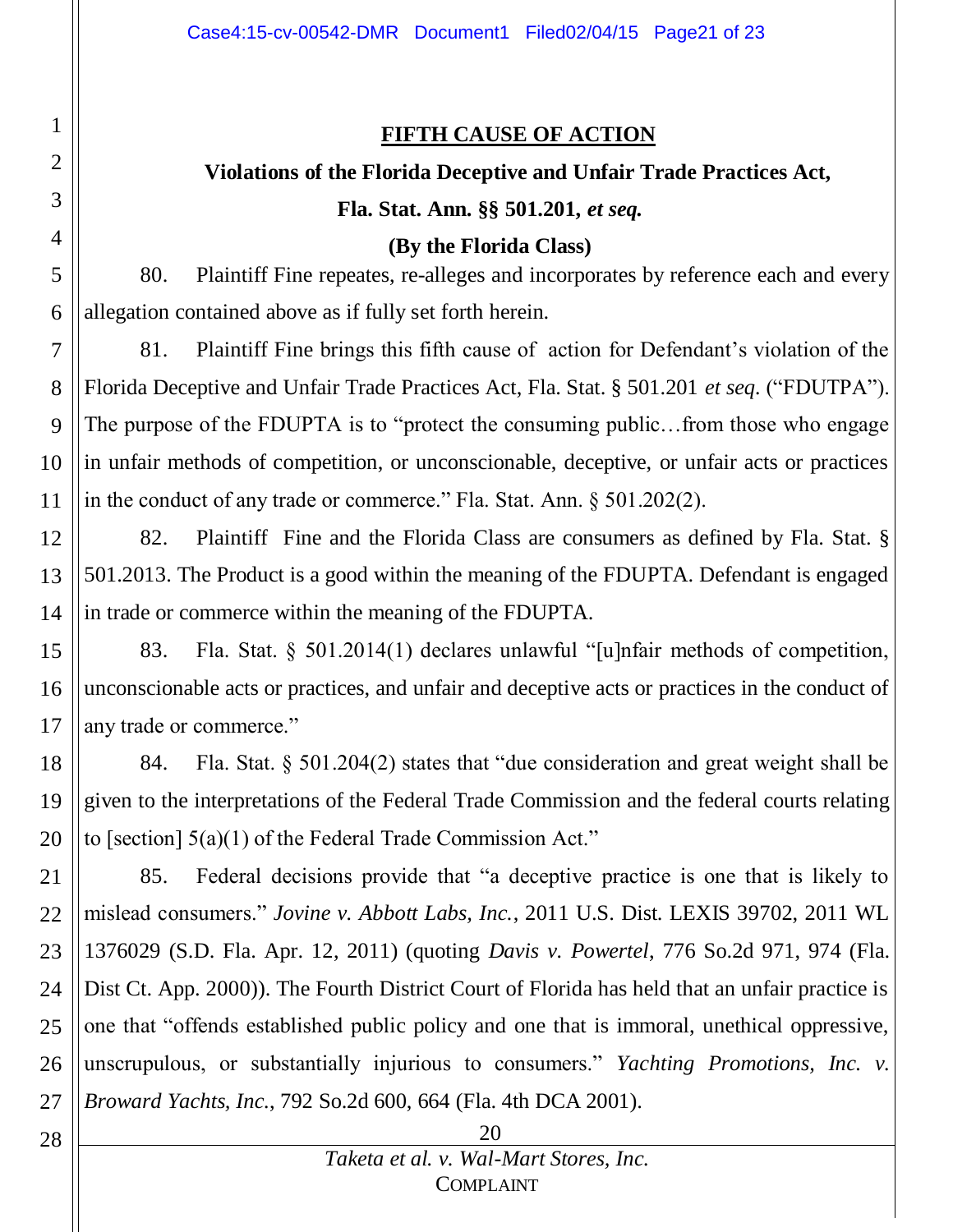## FIFTH CAUSE OF ACTION

### Violations of the Florida Deceptive and Unfair Trade Practices Act, Fla. Stat. Ann. §§ 501.201, *et seq.* (By the Florida Class)

80. Plaintiff Fine repeates, re-alleges and incorporates by reference each and every allegation contained above as if fully set forth herein.

81. Plaintiff Fine brings this fifth cause of action for Defendant's violation of the Florida Deceptive and Unfair Trade Practices Act, Fla. Stat. § 501.201 *et seq*. ("FDUTPA"). The purpose of the FDUPTA is to "protect the consuming public…from those who engage in unfair methods of competition, or unconscionable, deceptive, or unfair acts or practices in the conduct of any trade or commerce." Fla. Stat. Ann. § 501.202(2).

82. Plaintiff Fine and the Florida Class are consumers as defined by Fla. Stat. § 501.2013. The Product is a good within the meaning of the FDUPTA. Defendant is engaged in trade or commerce within the meaning of the FDUPTA.

83. Fla. Stat. § 501.2014(1) declares unlawful "[u]nfair methods of competition, unconscionable acts or practices, and unfair and deceptive acts or practices in the conduct of any trade or commerce."

84. Fla. Stat. § 501.204(2) states that "due consideration and great weight shall be given to the interpretations of the Federal Trade Commission and the federal courts relating to [section] 5(a)(1) of the Federal Trade Commission Act."

85. Federal decisions provide that "a deceptive practice is one that is likely to mislead consumers." *Jovine v. Abbott Labs, Inc.*, 2011 U.S. Dist. LEXIS 39702, 2011 WL 1376029 (S.D. Fla. Apr. 12, 2011) (quoting *Davis v. Powertel,* 776 So.2d 971, 974 (Fla. Dist Ct. App. 2000)). The Fourth District Court of Florida has held that an unfair practice is one that "offends established public policy and one that is immoral, unethical oppressive, unscrupulous, or substantially injurious to consumers." *Yachting Promotions, Inc. v. Broward Yachts, Inc.*, 792 So.2d 600, 664 (Fla. 4th DCA 2001).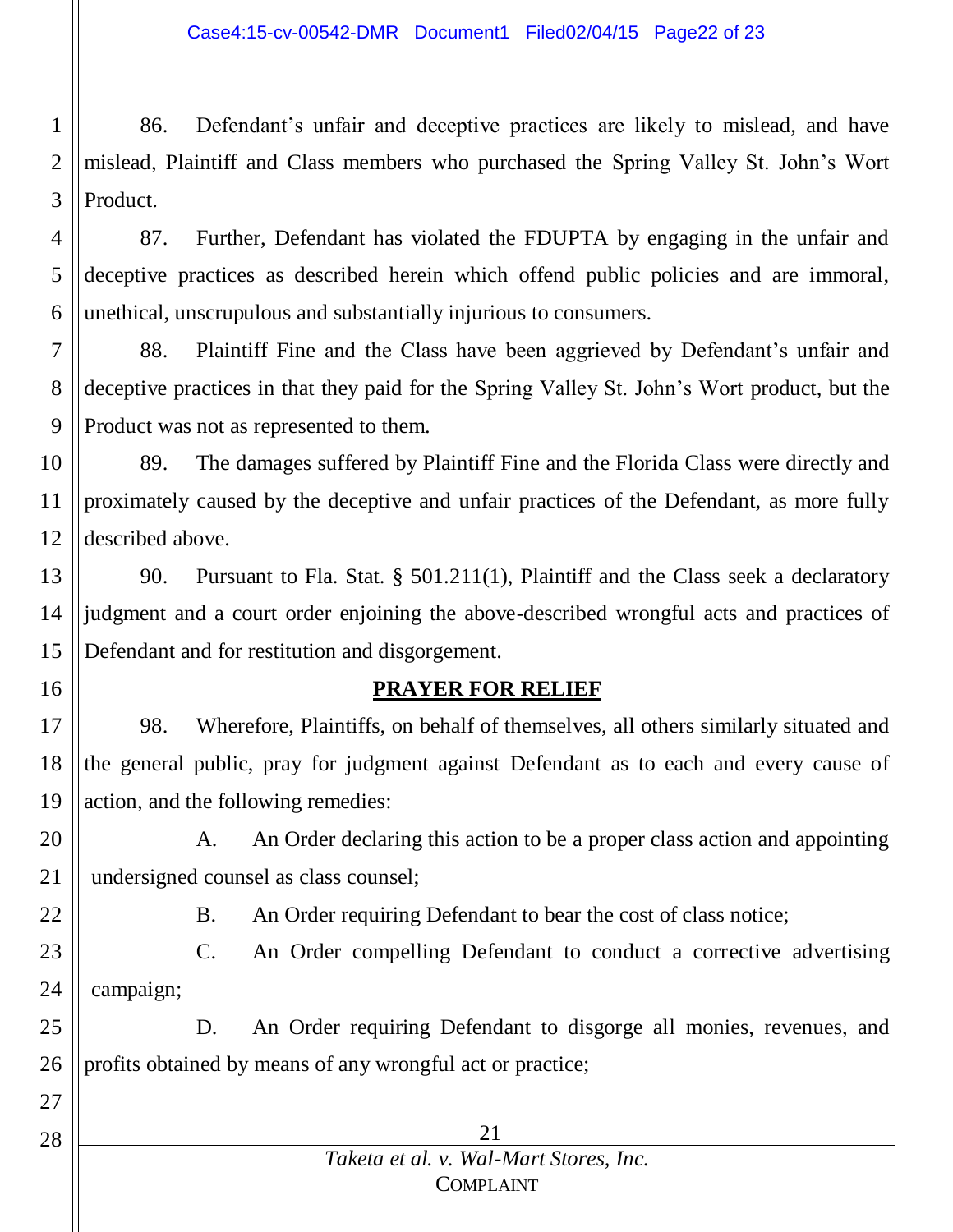86. Defendant's unfair and deceptive practices are likely to mislead, and have mislead, Plaintiff and Class members who purchased the Spring Valley St. John's Wort Product.

87. Further, Defendant has violated the FDUPTA by engaging in the unfair and deceptive practices as described herein which offend public policies and are immoral, unethical, unscrupulous and substantially injurious to consumers.

88. Plaintiff Fine and the Class have been aggrieved by Defendant's unfair and deceptive practices in that they paid for the Spring Valley St. John's Wort product, but the Product was not as represented to them.

89. The damages suffered by Plaintiff Fine and the Florida Class were directly and proximately caused by the deceptive and unfair practices of the Defendant, as more fully described above.

90. Pursuant to Fla. Stat. § 501.211(1), Plaintiff and the Class seek a declaratory judgment and a court order enjoining the above-described wrongful acts and practices of Defendant and for restitution and disgorgement.

## PRAYER FOR RELIEF

98. Wherefore, Plaintiffs, on behalf of themselves, all others similarly situated and the general public, pray for judgment against Defendant as to each and every cause of action, and the following remedies:

A. An Order declaring this action to be a proper class action and appointing undersigned counsel as class counsel;

B. An Order requiring Defendant to bear the cost of class notice;

C. An Order compelling Defendant to conduct a corrective advertising campaign;

D. An Order requiring Defendant to disgorge all monies, revenues, and profits obtained by means of any wrongful act or practice;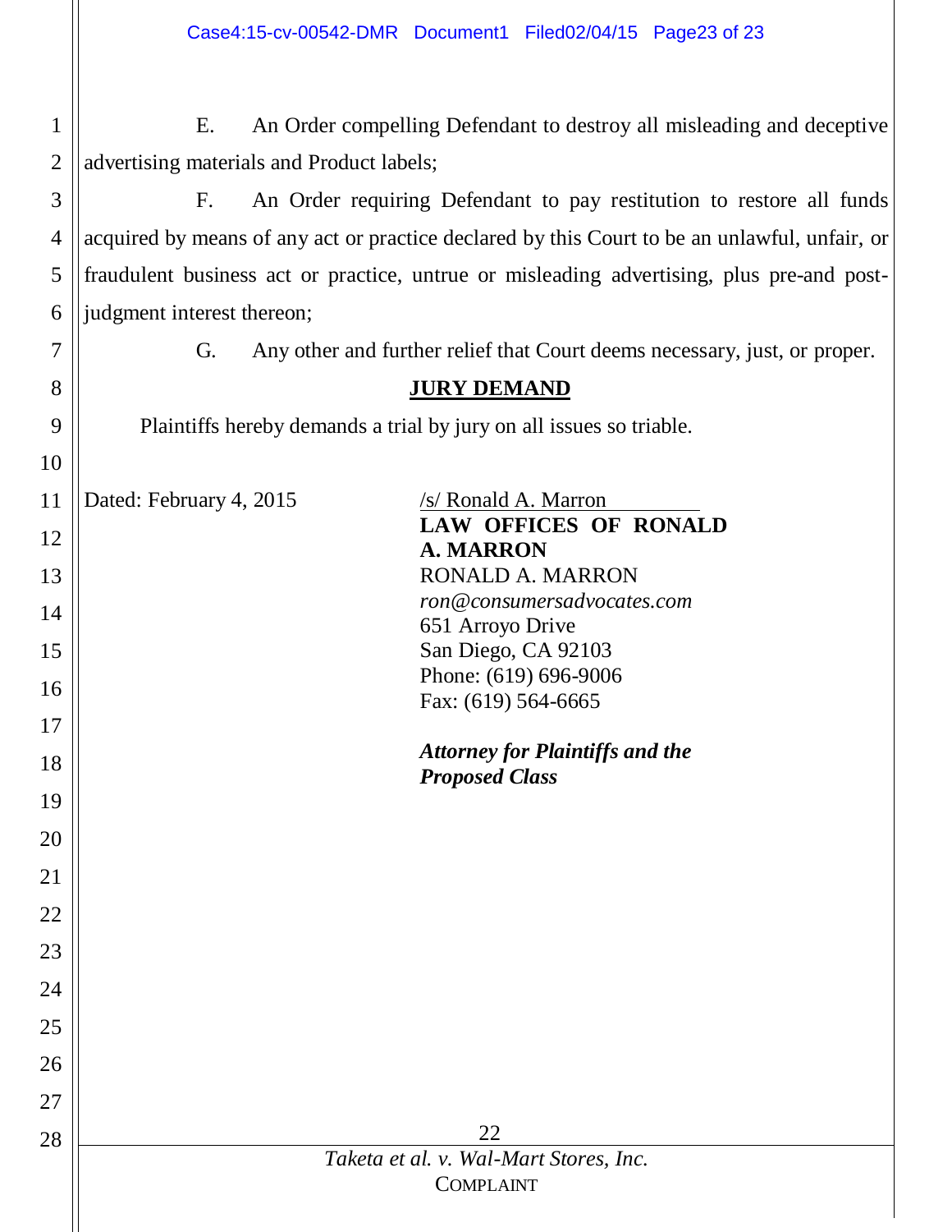E. An Order compelling Defendant to destroy all misleading and deceptive advertising materials and Product labels;

F. An Order requiring Defendant to pay restitution to restore all funds acquired by means of any act or practice declared by this Court to be an unlawful, unfair, or fraudulent business act or practice, untrue or misleading advertising, plus pre-and post-judgment interest thereon;

G. Any other and further relief that Court deems necessary, just, or proper.

## JURY DEMAND

Plaintiffs hereby demands a trial by jury on all issues so triable.

Dated: February 4, 2015

/s/ Ronald A. Marron
**LAW OFFICES OF RONALD A. MARRON**
RONALD A. MARRON
*ron@consumersadvocates.com*
651 Arroyo Drive
San Diego, CA 92103
Phone: (619) 696-9006
Fax: (619) 564-6665

***Attorney for Plaintiffs and the Proposed Class***